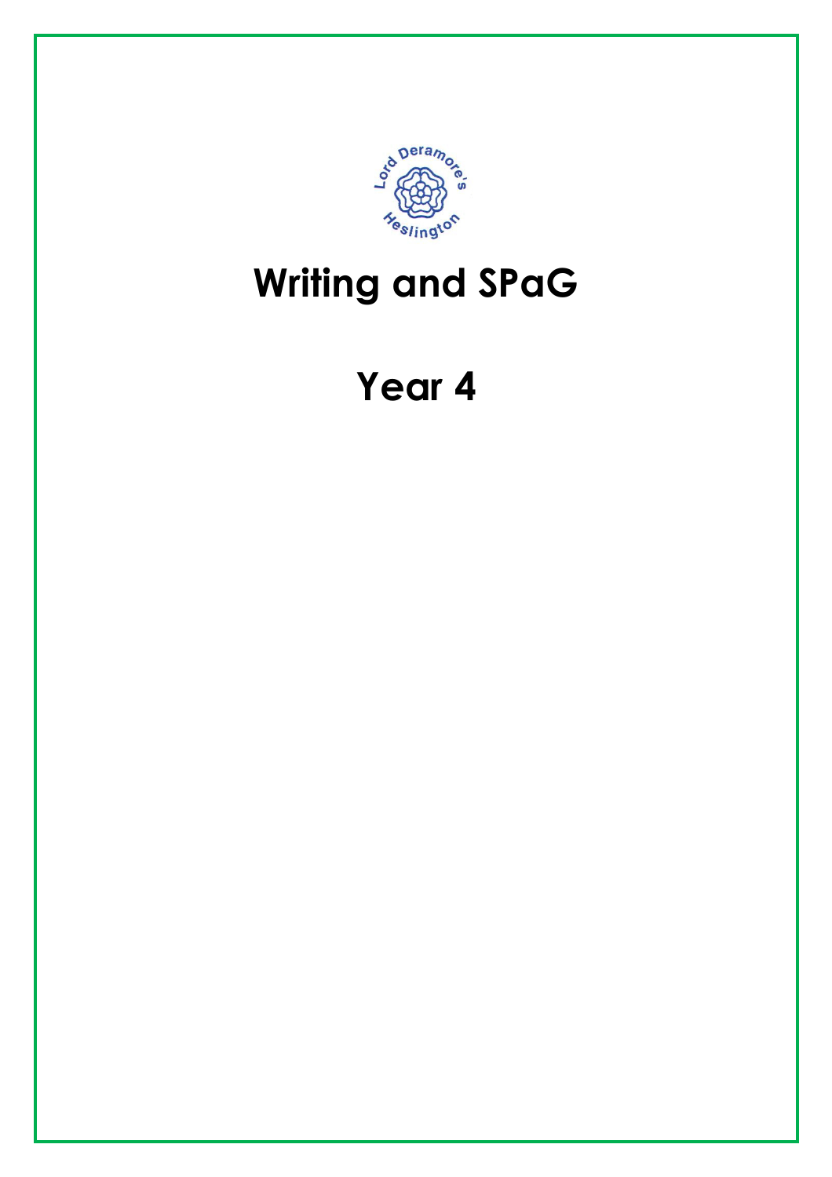# Writing and SPaG

# Year 4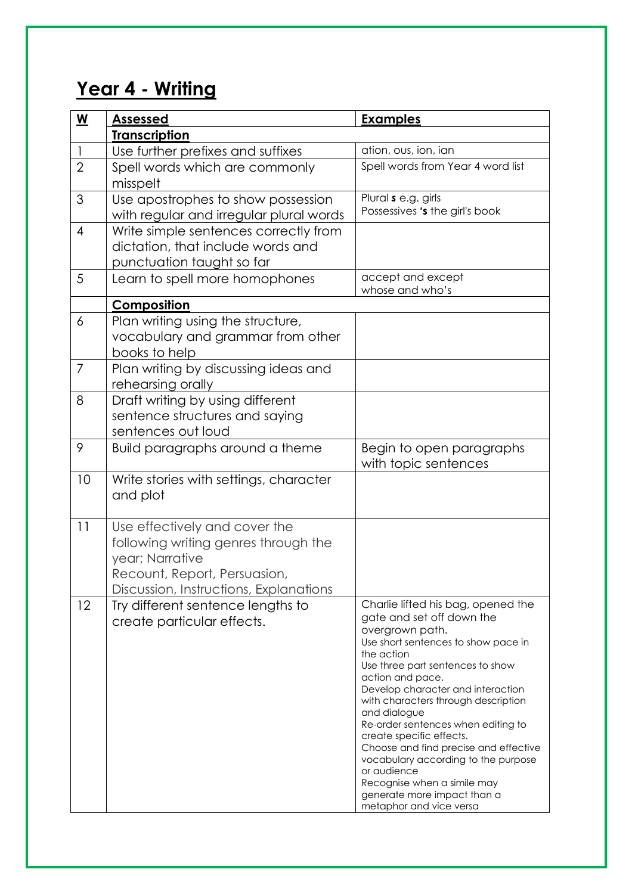# Year 4 - Writing

| W | Assessed | Examples |
|---|---|---|
| | **Transcription** | |
| 1 | Use further prefixes and suffixes | ation, ous, ion, ian |
| 2 | Spell words which are commonly misspelt | Spell words from Year 4 word list |
| 3 | Use apostrophes to show possession with regular and irregular plural words | Plural **s** e.g. girls<br>Possessives **'s** the girl's book |
| 4 | Write simple sentences correctly from dictation, that include words and punctuation taught so far | |
| 5 | Learn to spell more homophones | accept and except<br>whose and who's |
| | **Composition** | |
| 6 | Plan writing using the structure, vocabulary and grammar from other books to help | |
| 7 | Plan writing by discussing ideas and rehearsing orally | |
| 8 | Draft writing by using different sentence structures and saying sentences out loud | |
| 9 | Build paragraphs around a theme | Begin to open paragraphs with topic sentences |
| 10 | Write stories with settings, character and plot | |
| 11 | Use effectively and cover the following writing genres through the year; Narrative<br>Recount, Report, Persuasion, Discussion, Instructions, Explanations | |
| 12 | Try different sentence lengths to create particular effects. | Charlie lifted his bag, opened the gate and set off down the overgrown path.<br>Use short sentences to show pace in the action<br>Use three part sentences to show action and pace.<br>Develop character and interaction with characters through description and dialogue<br>Re-order sentences when editing to create specific effects.<br>Choose and find precise and effective vocabulary according to the purpose or audience<br>Recognise when a simile may generate more impact than a metaphor and vice versa |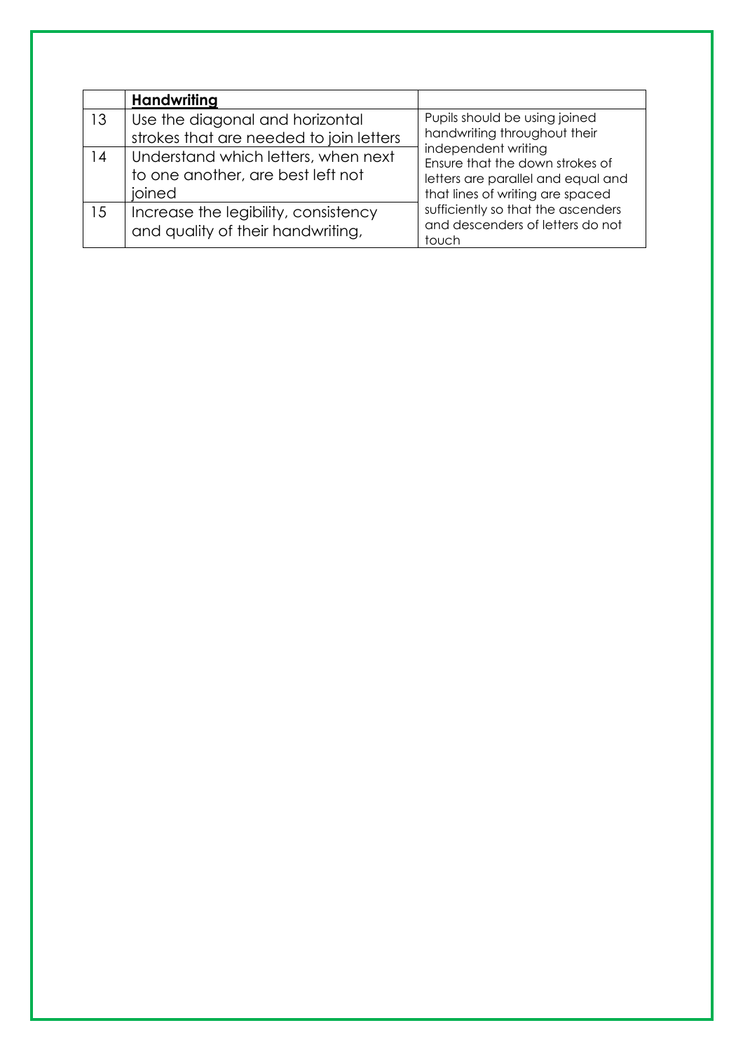| | **Handwriting** | |
|---|---|---|
| 13 | Use the diagonal and horizontal strokes that are needed to join letters | Pupils should be using joined handwriting throughout their independent writing<br>Ensure that the down strokes of letters are parallel and equal and that lines of writing are spaced sufficiently so that the ascenders and descenders of letters do not touch |
| 14 | Understand which letters, when next to one another, are best left not joined | |
| 15 | Increase the legibility, consistency and quality of their handwriting, | |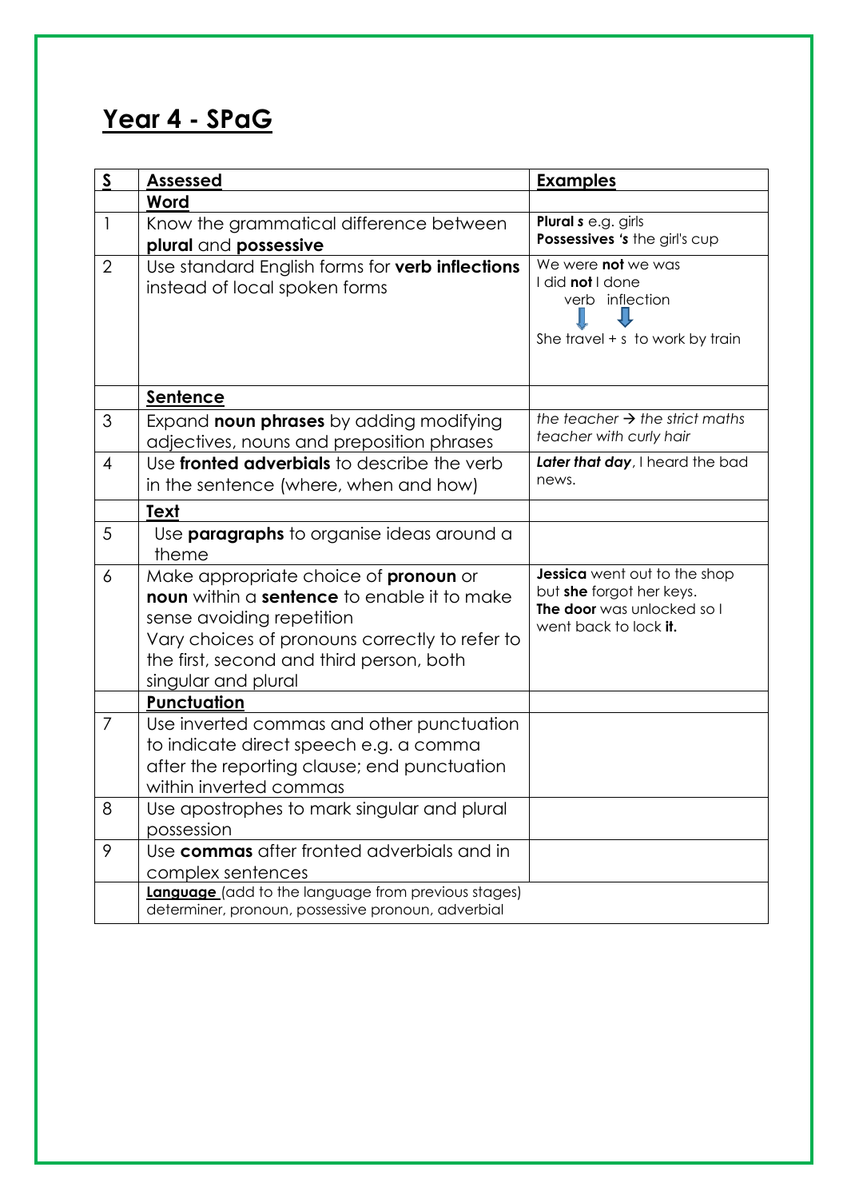# Year 4 - SPaG

| S | Assessed | Examples |
|---|---|---|
| | **Word** | |
| 1 | Know the grammatical difference between **plural** and **possessive** | **Plural s** e.g. girls<br>**Possessives 's** the girl's cup |
| 2 | Use standard English forms for **verb inflections** instead of local spoken forms | We were **not** we was<br>I did **not** I done<br>verb inflection<br>She travel + s to work by train |
| | **Sentence** | |
| 3 | Expand **noun phrases** by adding modifying adjectives, nouns and preposition phrases | *the teacher → the strict maths teacher with curly hair* |
| 4 | Use **fronted adverbials** to describe the verb in the sentence (where, when and how) | ***Later that day***, I heard the bad news. |
| | **Text** | |
| 5 | Use **paragraphs** to organise ideas around a theme | |
| 6 | Make appropriate choice of **pronoun** or **noun** within a **sentence** to enable it to make sense avoiding repetition<br>Vary choices of pronouns correctly to refer to the first, second and third person, both singular and plural | **Jessica** went out to the shop but **she** forgot her keys.<br>**The door** was unlocked so I went back to lock **it.** |
| | **Punctuation** | |
| 7 | Use inverted commas and other punctuation to indicate direct speech e.g. a comma after the reporting clause; end punctuation within inverted commas | |
| 8 | Use apostrophes to mark singular and plural possession | |
| 9 | Use **commas** after fronted adverbials and in complex sentences | |
| | **Language** (add to the language from previous stages)<br>determiner, pronoun, possessive pronoun, adverbial | |